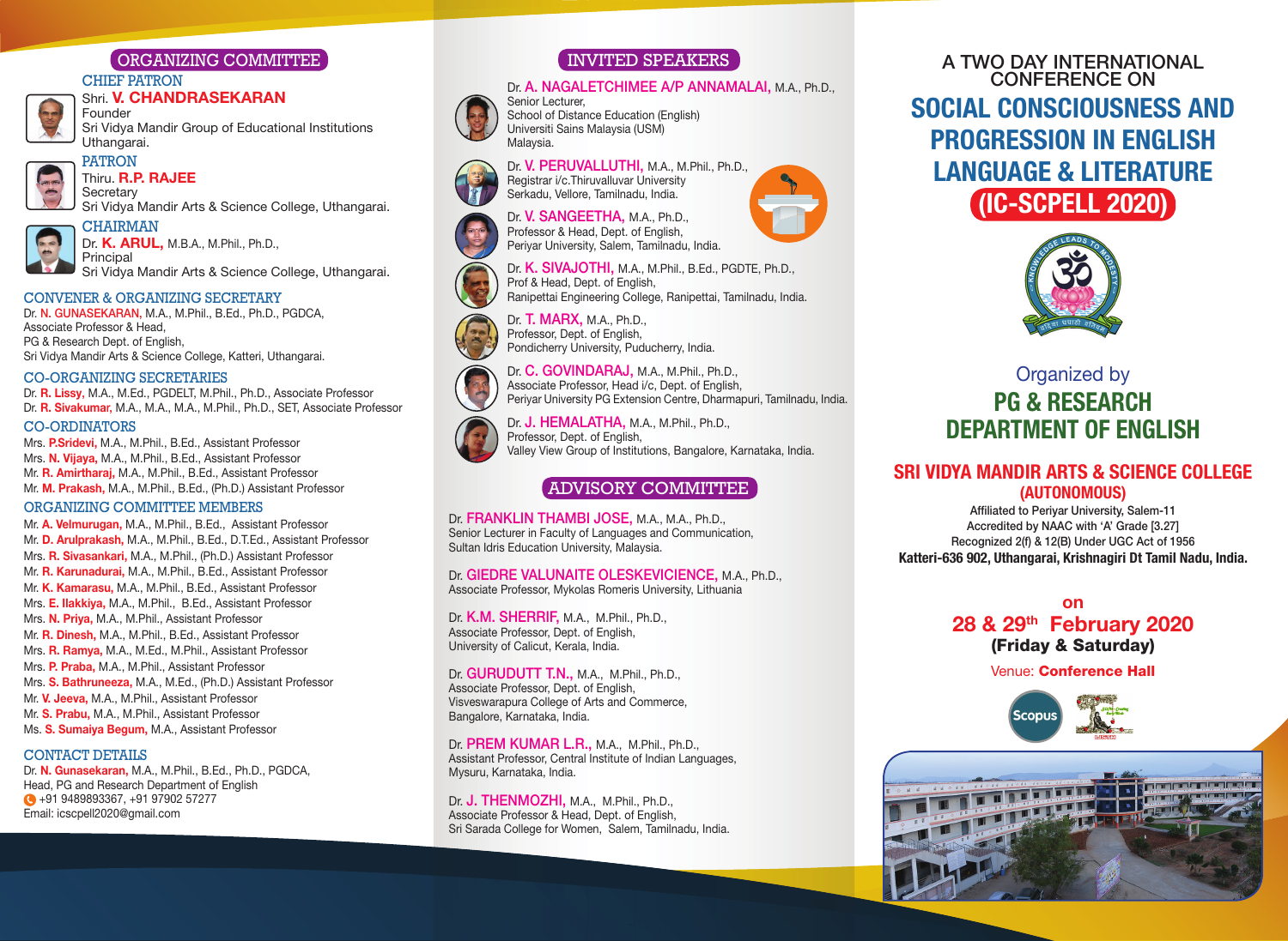## ORGANIZING COMMITTEE

### CHIEF PATRON

Shri. **V. CHANDRASEKARAN**
Founder
Sri Vidya Mandir Group of Educational Institutions
Uthangarai.

### PATRON

Thiru. **R.P. RAJEE**
Secretary
Sri Vidya Mandir Arts & Science College, Uthangarai.

### CHAIRMAN

Dr. **K. ARUL,** M.B.A., M.Phil., Ph.D.,
Principal
Sri Vidya Mandir Arts & Science College, Uthangarai.

### CONVENER & ORGANIZING SECRETARY

Dr. **N. GUNASEKARAN,** M.A., M.Phil., B.Ed., Ph.D., PGDCA,
Associate Professor & Head,
PG & Research Dept. of English,
Sri Vidya Mandir Arts & Science College, Katteri, Uthangarai.

### CO-ORGANIZING SECRETARIES

- Dr. **R. Lissy,** M.A., M.Ed., PGDELT, M.Phil., Ph.D., Associate Professor
- Dr. **R. Sivakumar,** M.A., M.A., M.A., M.Phil., Ph.D., SET, Associate Professor

### CO-ORDINATORS

- Mrs. **P.Sridevi,** M.A., M.Phil., B.Ed., Assistant Professor
- Mrs. **N. Vijaya,** M.A., M.Phil., B.Ed., Assistant Professor
- Mr. **R. Amirtharaj,** M.A., M.Phil., B.Ed., Assistant Professor
- Mr. **M. Prakash,** M.A., M.Phil., B.Ed., (Ph.D.) Assistant Professor

### ORGANIZING COMMITTEE MEMBERS

- Mr. **A. Velmurugan,** M.A., M.Phil., B.Ed., Assistant Professor
- Mr. **D. Arulprakash,** M.A., M.Phil., B.Ed., D.T.Ed., Assistant Professor
- Mrs. **R. Sivasankari,** M.A., M.Phil., (Ph.D.) Assistant Professor
- Mr. **R. Karunadurai,** M.A., M.Phil., B.Ed., Assistant Professor
- Mr. **K. Kamarasu,** M.A., M.Phil., B.Ed., Assistant Professor
- Mrs. **E. Ilakkiya,** M.A., M.Phil., B.Ed., Assistant Professor
- Mrs. **N. Priya,** M.A., M.Phil., Assistant Professor
- Mr. **R. Dinesh,** M.A., M.Phil., B.Ed., Assistant Professor
- Mrs. **R. Ramya,** M.A., M.Ed., M.Phil., Assistant Professor
- Mrs. **P. Praba,** M.A., M.Phil., Assistant Professor
- Mrs. **S. Bathruneeza,** M.A., M.Ed., (Ph.D.) Assistant Professor
- Mr. **V. Jeeva,** M.A., M.Phil., Assistant Professor
- Mr. **S. Prabu,** M.A., M.Phil., Assistant Professor
- Ms. **S. Sumaiya Begum,** M.A., Assistant Professor

### CONTACT DETAILS

Dr. **N. Gunasekaran,** M.A., M.Phil., B.Ed., Ph.D., PGDCA,
Head, PG and Research Department of English
+91 9489893367, +91 97902 57277
Email: icscpell2020@gmail.com

## INVITED SPEAKERS

Dr. **A. NAGALETCHIMEE A/P ANNAMALAI,** M.A., Ph.D.,
Senior Lecturer,
School of Distance Education (English)
Universiti Sains Malaysia (USM)
Malaysia.

Dr. **V. PERUVALLUTHI,** M.A., M.Phil., Ph.D.,
Registrar i/c.Thiruvalluvar University
Serkadu, Vellore, Tamilnadu, India.

Dr. **V. SANGEETHA,** M.A., Ph.D.,
Professor & Head, Dept. of English,
Periyar University, Salem, Tamilnadu, India.

Dr. **K. SIVAJOTHI,** M.A., M.Phil., B.Ed., PGDTE, Ph.D.,
Prof & Head, Dept. of English,
Ranipettai Engineering College, Ranipettai, Tamilnadu, India.

Dr. **T. MARX,** M.A., Ph.D.,
Professor, Dept. of English,
Pondicherry University, Puducherry, India.

Dr. **C. GOVINDARAJ,** M.A., M.Phil., Ph.D.,
Associate Professor, Head i/c, Dept. of English,
Periyar University PG Extension Centre, Dharmapuri, Tamilnadu, India.

Dr. **J. HEMALATHA,** M.A., M.Phil., Ph.D.,
Professor, Dept. of English,
Valley View Group of Institutions, Bangalore, Karnataka, India.

## ADVISORY COMMITTEE

Dr. **FRANKLIN THAMBI JOSE,** M.A., M.A., Ph.D.,
Senior Lecturer in Faculty of Languages and Communication,
Sultan Idris Education University, Malaysia.

Dr. **GIEDRE VALUNAITE OLESKEVICIENCE,** M.A., Ph.D.,
Associate Professor, Mykolas Romeris University, Lithuania

Dr. **K.M. SHERRIF,** M.A., M.Phil., Ph.D.,
Associate Professor, Dept. of English,
University of Calicut, Kerala, India.

Dr. **GURUDUTT T.N.,** M.A., M.Phil., Ph.D.,
Associate Professor, Dept. of English,
Visveswarapura College of Arts and Commerce,
Bangalore, Karnataka, India.

Dr. **PREM KUMAR L.R.,** M.A., M.Phil., Ph.D.,
Assistant Professor, Central Institute of Indian Languages,
Mysuru, Karnataka, India.

Dr. **J. THENMOZHI,** M.A., M.Phil., Ph.D.,
Associate Professor & Head, Dept. of English,
Sri Sarada College for Women, Salem, Tamilnadu, India.

A TWO DAY INTERNATIONAL CONFERENCE ON

# SOCIAL CONSCIOUSNESS AND PROGRESSION IN ENGLISH LANGUAGE & LITERATURE

# (IC-SCPELL 2020)

Organized by

## PG & RESEARCH DEPARTMENT OF ENGLISH

## SRI VIDYA MANDIR ARTS & SCIENCE COLLEGE (AUTONOMOUS)

Affiliated to Periyar University, Salem-11
Accredited by NAAC with 'A' Grade [3.27]
Recognized 2(f) & 12(B) Under UGC Act of 1956
**Katteri-636 902, Uthangarai, Krishnagiri Dt Tamil Nadu, India.**

on
**28 & 29th February 2020**
**(Friday & Saturday)**

Venue: **Conference Hall**

Scopus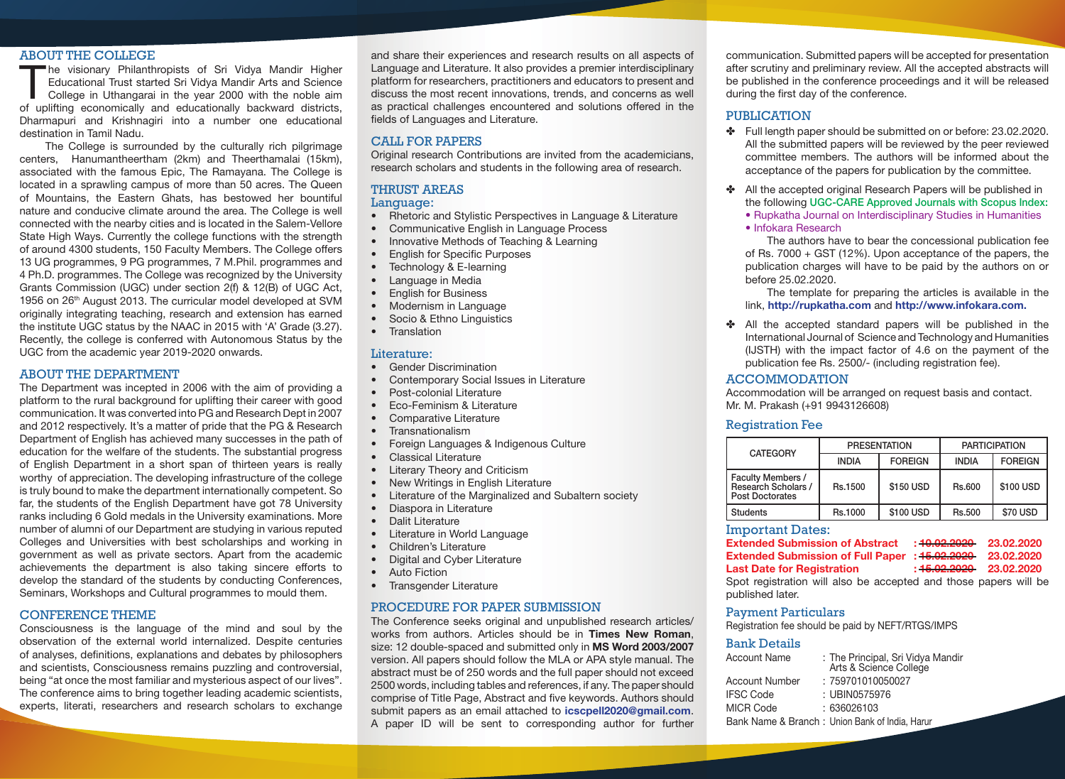## ABOUT THE COLLEGE

The visionary Philanthropists of Sri Vidya Mandir Higher Educational Trust started Sri Vidya Mandir Arts and Science College in Uthangarai in the year 2000 with the noble aim of uplifting economically and educationally backward districts, Dharmapuri and Krishnagiri into a number one educational destination in Tamil Nadu.

The College is surrounded by the culturally rich pilgrimage centers, Hanumantheertham (2km) and Theerthamalai (15km), associated with the famous Epic, The Ramayana. The College is located in a sprawling campus of more than 50 acres. The Queen of Mountains, the Eastern Ghats, has bestowed her bountiful nature and conducive climate around the area. The College is well connected with the nearby cities and is located in the Salem-Vellore State High Ways. Currently the college functions with the strength of around 4300 students, 150 Faculty Members. The College offers 13 UG programmes, 9 PG programmes, 7 M.Phil. programmes and 4 Ph.D. programmes. The College was recognized by the University Grants Commission (UGC) under section 2(f) & 12(B) of UGC Act, 1956 on 26th August 2013. The curricular model developed at SVM originally integrating teaching, research and extension has earned the institute UGC status by the NAAC in 2015 with 'A' Grade (3.27). Recently, the college is conferred with Autonomous Status by the UGC from the academic year 2019-2020 onwards.

## ABOUT THE DEPARTMENT

The Department was incepted in 2006 with the aim of providing a platform to the rural background for uplifting their career with good communication. It was converted into PG and Research Dept in 2007 and 2012 respectively. It's a matter of pride that the PG & Research Department of English has achieved many successes in the path of education for the welfare of the students. The substantial progress of English Department in a short span of thirteen years is really worthy of appreciation. The developing infrastructure of the college is truly bound to make the department internationally competent. So far, the students of the English Department have got 78 University ranks including 6 Gold medals in the University examinations. More number of alumni of our Department are studying in various reputed Colleges and Universities with best scholarships and working in government as well as private sectors. Apart from the academic achievements the department is also taking sincere efforts to develop the standard of the students by conducting Conferences, Seminars, Workshops and Cultural programmes to mould them.

## CONFERENCE THEME

Consciousness is the language of the mind and soul by the observation of the external world internalized. Despite centuries of analyses, definitions, explanations and debates by philosophers and scientists, Consciousness remains puzzling and controversial, being "at once the most familiar and mysterious aspect of our lives". The conference aims to bring together leading academic scientists, experts, literati, researchers and research scholars to exchange and share their experiences and research results on all aspects of Language and Literature. It also provides a premier interdisciplinary platform for researchers, practitioners and educators to present and discuss the most recent innovations, trends, and concerns as well as practical challenges encountered and solutions offered in the fields of Languages and Literature.

## CALL FOR PAPERS

Original research Contributions are invited from the academicians, research scholars and students in the following area of research.

## THRUST AREAS

### Language:

- Rhetoric and Stylistic Perspectives in Language & Literature
- Communicative English in Language Process
- Innovative Methods of Teaching & Learning
- English for Specific Purposes
- Technology & E-learning
- Language in Media
- English for Business
- Modernism in Language
- Socio & Ethno Linguistics
- Translation

### Literature:

- Gender Discrimination
- Contemporary Social Issues in Literature
- Post-colonial Literature
- Eco-Feminism & Literature
- Comparative Literature
- Transnationalism
- Foreign Languages & Indigenous Culture
- Classical Literature
- Literary Theory and Criticism
- New Writings in English Literature
- Literature of the Marginalized and Subaltern society
- Diaspora in Literature
- Dalit Literature
- Literature in World Language
- Children's Literature
- Digital and Cyber Literature
- Auto Fiction
- Transgender Literature

## PROCEDURE FOR PAPER SUBMISSION

The Conference seeks original and unpublished research articles/ works from authors. Articles should be in **Times New Roman**, size: 12 double-spaced and submitted only in **MS Word 2003/2007** version. All papers should follow the MLA or APA style manual. The abstract must be of 250 words and the full paper should not exceed 2500 words, including tables and references, if any. The paper should comprise of Title Page, Abstract and five keywords. Authors should submit papers as an email attached to **icscpell2020@gmail.com**. A paper ID will be sent to corresponding author for further communication. Submitted papers will be accepted for presentation after scrutiny and preliminary review. All the accepted abstracts will be published in the conference proceedings and it will be released during the first day of the conference.

## PUBLICATION

- ✤ Full length paper should be submitted on or before: 23.02.2020. All the submitted papers will be reviewed by the peer reviewed committee members. The authors will be informed about the acceptance of the papers for publication by the committee.
- ✤ All the accepted original Research Papers will be published in the following UGC-CARE Approved Journals with Scopus Index:
  - Rupkatha Journal on Interdisciplinary Studies in Humanities
  - Infokara Research

  The authors have to bear the concessional publication fee of Rs. 7000 + GST (12%). Upon acceptance of the papers, the publication charges will have to be paid by the authors on or before 25.02.2020.

  The template for preparing the articles is available in the link, **http://rupkatha.com** and **http://www.infokara.com.**
- ✤ All the accepted standard papers will be published in the International Journal of Science and Technology and Humanities (IJSTH) with the impact factor of 4.6 on the payment of the publication fee Rs. 2500/- (including registration fee).

## ACCOMMODATION

Accommodation will be arranged on request basis and contact. Mr. M. Prakash (+91 9943126608)

## Registration Fee

| CATEGORY | PRESENTATION | | PARTICIPATION | |
|---|---|---|---|---|
| | INDIA | FOREIGN | INDIA | FOREIGN |
| Faculty Members / Research Scholars / Post Doctorates | Rs.1500 | $150 USD | Rs.600 | $100 USD |
| Students | Rs.1000 | $100 USD | Rs.500 | $70 USD |

## Important Dates:

**Extended Submission of Abstract** : ~~10.02.2020~~ **23.02.2020**
**Extended Submission of Full Paper** : ~~15.02.2020~~ **23.02.2020**
**Last Date for Registration** : ~~15.02.2020~~ **23.02.2020**

Spot registration will also be accepted and those papers will be published later.

## Payment Particulars

Registration fee should be paid by NEFT/RTGS/IMPS

## Bank Details

| | |
|---|---|
| Account Name | : The Principal, Sri Vidya Mandir Arts & Science College |
| Account Number | : 759701010050027 |
| IFSC Code | : UBIN0575976 |
| MICR Code | : 636026103 |
| Bank Name & Branch | : Union Bank of India, Harur |